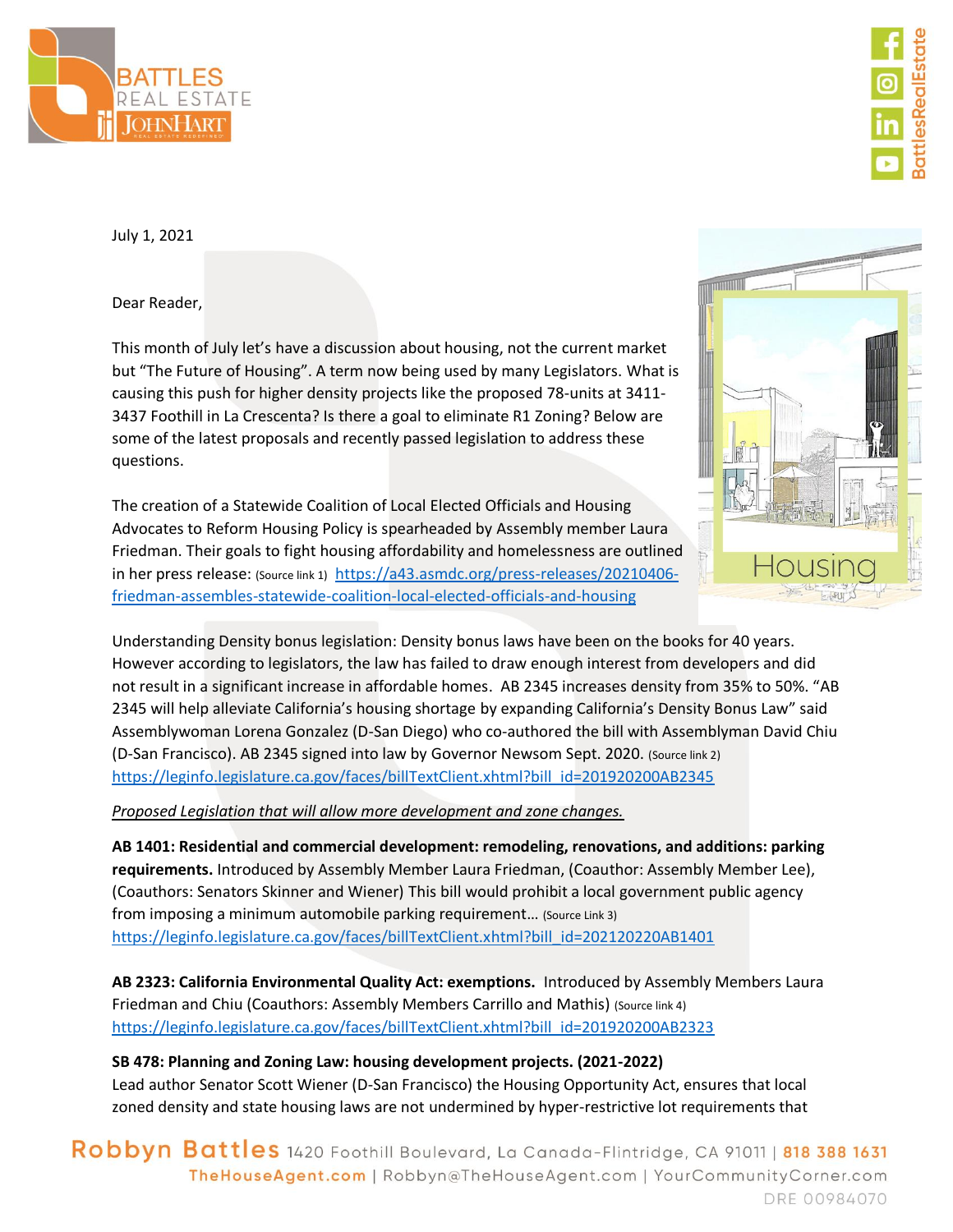July 1, 2021

Dear Reader,

This month of July let's have a discussion about housing, not the current market but "The Future of Housing". A term now being used by many Legislators. What is causing this push for higher density projects like the proposed 78-units at 3411-3437 Foothill in La Crescenta? Is there a goal to eliminate R1 Zoning? Below are some of the latest proposals and recently passed legislation to address these questions.

The creation of a Statewide Coalition of Local Elected Officials and Housing Advocates to Reform Housing Policy is spearheaded by Assembly member Laura Friedman. Their goals to fight housing affordability and homelessness are outlined in her press release: (Source link 1) https://a43.asmdc.org/press-releases/20210406-friedman-assembles-statewide-coalition-local-elected-officials-and-housing

Understanding Density bonus legislation: Density bonus laws have been on the books for 40 years. However according to legislators, the law has failed to draw enough interest from developers and did not result in a significant increase in affordable homes. AB 2345 increases density from 35% to 50%. "AB 2345 will help alleviate California's housing shortage by expanding California's Density Bonus Law" said Assemblywoman Lorena Gonzalez (D-San Diego) who co-authored the bill with Assemblyman David Chiu (D-San Francisco). AB 2345 signed into law by Governor Newsom Sept. 2020. (Source link 2) https://leginfo.legislature.ca.gov/faces/billTextClient.xhtml?bill_id=201920200AB2345

*Proposed Legislation that will allow more development and zone changes.*

**AB 1401: Residential and commercial development: remodeling, renovations, and additions: parking requirements.** Introduced by Assembly Member Laura Friedman, (Coauthor: Assembly Member Lee), (Coauthors: Senators Skinner and Wiener) This bill would prohibit a local government public agency from imposing a minimum automobile parking requirement… (Source Link 3) https://leginfo.legislature.ca.gov/faces/billTextClient.xhtml?bill_id=202120220AB1401

**AB 2323: California Environmental Quality Act: exemptions.** Introduced by Assembly Members Laura Friedman and Chiu (Coauthors: Assembly Members Carrillo and Mathis) (Source link 4) https://leginfo.legislature.ca.gov/faces/billTextClient.xhtml?bill_id=201920200AB2323

**SB 478: Planning and Zoning Law: housing development projects. (2021-2022)**
Lead author Senator Scott Wiener (D-San Francisco) the Housing Opportunity Act, ensures that local zoned density and state housing laws are not undermined by hyper-restrictive lot requirements that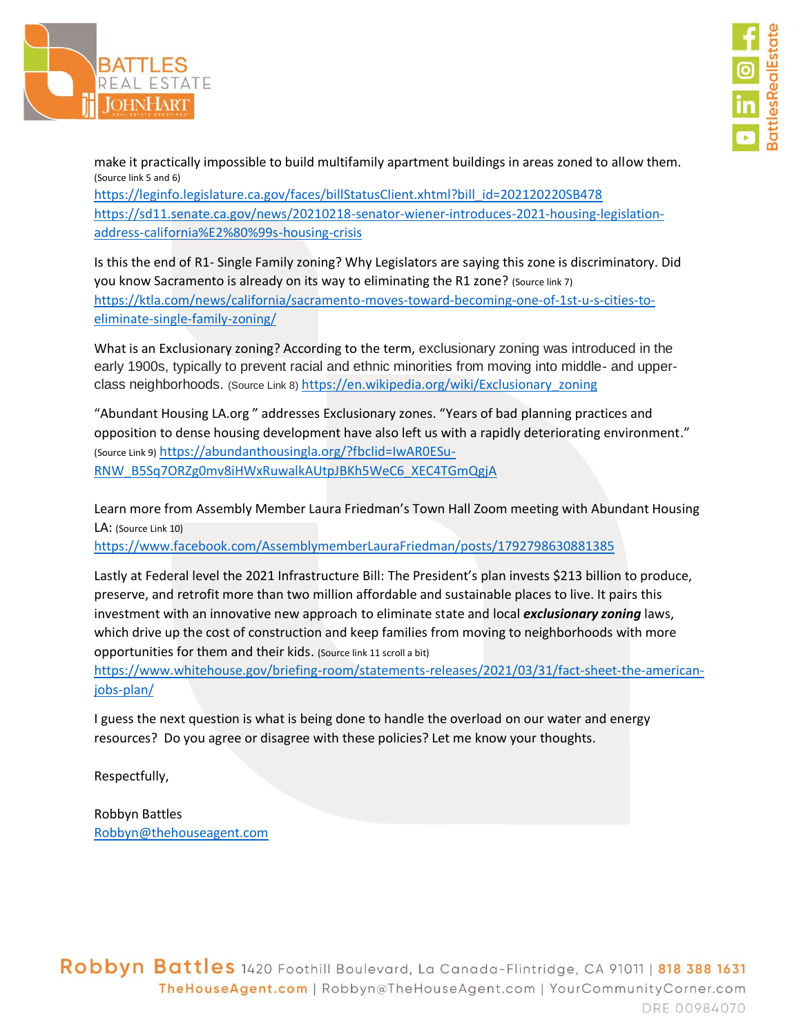make it practically impossible to build multifamily apartment buildings in areas zoned to allow them. (Source link 5 and 6)
https://leginfo.legislature.ca.gov/faces/billStatusClient.xhtml?bill_id=202120220SB478
https://sd11.senate.ca.gov/news/20210218-senator-wiener-introduces-2021-housing-legislation-address-california%E2%80%99s-housing-crisis

Is this the end of R1- Single Family zoning? Why Legislators are saying this zone is discriminatory. Did you know Sacramento is already on its way to eliminating the R1 zone? (Source link 7)
https://ktla.com/news/california/sacramento-moves-toward-becoming-one-of-1st-u-s-cities-to-eliminate-single-family-zoning/

What is an Exclusionary zoning? According to the term, exclusionary zoning was introduced in the early 1900s, typically to prevent racial and ethnic minorities from moving into middle- and upper-class neighborhoods. (Source Link 8) https://en.wikipedia.org/wiki/Exclusionary_zoning

"Abundant Housing LA.org " addresses Exclusionary zones. "Years of bad planning practices and opposition to dense housing development have also left us with a rapidly deteriorating environment." (Source Link 9) https://abundanthousingla.org/?fbclid=IwAR0ESu-RNW_B5Sq7ORZg0mv8iHWxRuwalkAUtpJBKh5WeC6_XEC4TGmQgjA

Learn more from Assembly Member Laura Friedman's Town Hall Zoom meeting with Abundant Housing LA: (Source Link 10)
https://www.facebook.com/AssemblymemberLauraFriedman/posts/1792798630881385

Lastly at Federal level the 2021 Infrastructure Bill: The President's plan invests $213 billion to produce, preserve, and retrofit more than two million affordable and sustainable places to live. It pairs this investment with an innovative new approach to eliminate state and local ***exclusionary zoning*** laws, which drive up the cost of construction and keep families from moving to neighborhoods with more opportunities for them and their kids. (Source link 11 scroll a bit)
https://www.whitehouse.gov/briefing-room/statements-releases/2021/03/31/fact-sheet-the-american-jobs-plan/

I guess the next question is what is being done to handle the overload on our water and energy resources? Do you agree or disagree with these policies? Let me know your thoughts.

Respectfully,

Robbyn Battles
Robbyn@thehouseagent.com